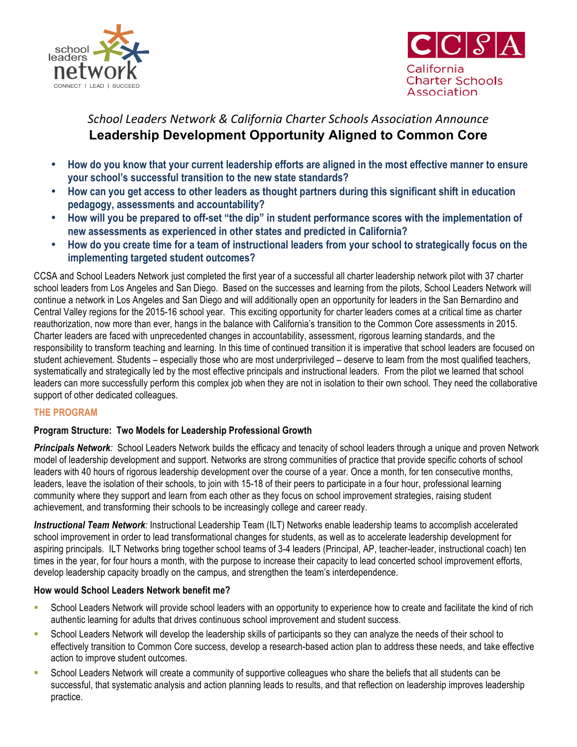school leaders network
CONNECT | LEAD | SUCCEED

CCSA
California Charter Schools Association

*School Leaders Network & California Charter Schools Association Announce*

# Leadership Development Opportunity Aligned to Common Core

- **How do you know that your current leadership efforts are aligned in the most effective manner to ensure your school's successful transition to the new state standards?**
- **How can you get access to other leaders as thought partners during this significant shift in education pedagogy, assessments and accountability?**
- **How will you be prepared to off-set "the dip" in student performance scores with the implementation of new assessments as experienced in other states and predicted in California?**
- **How do you create time for a team of instructional leaders from your school to strategically focus on the implementing targeted student outcomes?**

CCSA and School Leaders Network just completed the first year of a successful all charter leadership network pilot with 37 charter school leaders from Los Angeles and San Diego. Based on the successes and learning from the pilots, School Leaders Network will continue a network in Los Angeles and San Diego and will additionally open an opportunity for leaders in the San Bernardino and Central Valley regions for the 2015-16 school year. This exciting opportunity for charter leaders comes at a critical time as charter reauthorization, now more than ever, hangs in the balance with California's transition to the Common Core assessments in 2015. Charter leaders are faced with unprecedented changes in accountability, assessment, rigorous learning standards, and the responsibility to transform teaching and learning. In this time of continued transition it is imperative that school leaders are focused on student achievement. Students – especially those who are most underprivileged – deserve to learn from the most qualified teachers, systematically and strategically led by the most effective principals and instructional leaders. From the pilot we learned that school leaders can more successfully perform this complex job when they are not in isolation to their own school. They need the collaborative support of other dedicated colleagues.

## THE PROGRAM

### Program Structure: Two Models for Leadership Professional Growth

***Principals Network**:* School Leaders Network builds the efficacy and tenacity of school leaders through a unique and proven Network model of leadership development and support. Networks are strong communities of practice that provide specific cohorts of school leaders with 40 hours of rigorous leadership development over the course of a year. Once a month, for ten consecutive months, leaders, leave the isolation of their schools, to join with 15-18 of their peers to participate in a four hour, professional learning community where they support and learn from each other as they focus on school improvement strategies, raising student achievement, and transforming their schools to be increasingly college and career ready.

***Instructional Team Network**:* Instructional Leadership Team (ILT) Networks enable leadership teams to accomplish accelerated school improvement in order to lead transformational changes for students, as well as to accelerate leadership development for aspiring principals. ILT Networks bring together school teams of 3-4 leaders (Principal, AP, teacher-leader, instructional coach) ten times in the year, for four hours a month, with the purpose to increase their capacity to lead concerted school improvement efforts, develop leadership capacity broadly on the campus, and strengthen the team's interdependence.

### How would School Leaders Network benefit me?

- School Leaders Network will provide school leaders with an opportunity to experience how to create and facilitate the kind of rich authentic learning for adults that drives continuous school improvement and student success.
- School Leaders Network will develop the leadership skills of participants so they can analyze the needs of their school to effectively transition to Common Core success, develop a research-based action plan to address these needs, and take effective action to improve student outcomes.
- School Leaders Network will create a community of supportive colleagues who share the beliefs that all students can be successful, that systematic analysis and action planning leads to results, and that reflection on leadership improves leadership practice.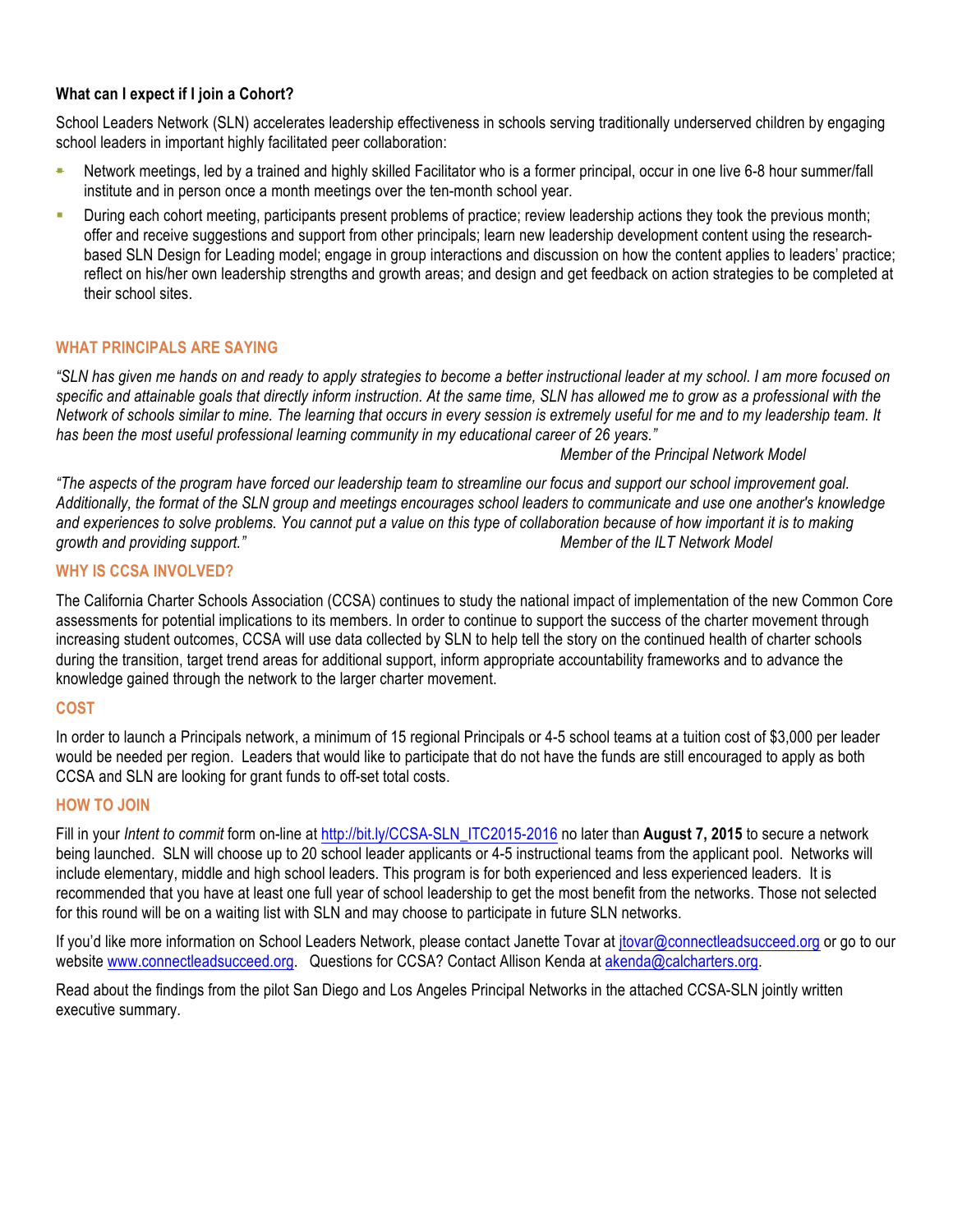**What can I expect if I join a Cohort?**

School Leaders Network (SLN) accelerates leadership effectiveness in schools serving traditionally underserved children by engaging school leaders in important highly facilitated peer collaboration:

- Network meetings, led by a trained and highly skilled Facilitator who is a former principal, occur in one live 6-8 hour summer/fall institute and in person once a month meetings over the ten-month school year.
- During each cohort meeting, participants present problems of practice; review leadership actions they took the previous month; offer and receive suggestions and support from other principals; learn new leadership development content using the research-based SLN Design for Leading model; engage in group interactions and discussion on how the content applies to leaders' practice; reflect on his/her own leadership strengths and growth areas; and design and get feedback on action strategies to be completed at their school sites.

## WHAT PRINCIPALS ARE SAYING

*"SLN has given me hands on and ready to apply strategies to become a better instructional leader at my school. I am more focused on specific and attainable goals that directly inform instruction. At the same time, SLN has allowed me to grow as a professional with the Network of schools similar to mine. The learning that occurs in every session is extremely useful for me and to my leadership team. It has been the most useful professional learning community in my educational career of 26 years."*

*Member of the Principal Network Model*

*"The aspects of the program have forced our leadership team to streamline our focus and support our school improvement goal. Additionally, the format of the SLN group and meetings encourages school leaders to communicate and use one another's knowledge and experiences to solve problems. You cannot put a value on this type of collaboration because of how important it is to making growth and providing support."*

*Member of the ILT Network Model*

## WHY IS CCSA INVOLVED?

The California Charter Schools Association (CCSA) continues to study the national impact of implementation of the new Common Core assessments for potential implications to its members. In order to continue to support the success of the charter movement through increasing student outcomes, CCSA will use data collected by SLN to help tell the story on the continued health of charter schools during the transition, target trend areas for additional support, inform appropriate accountability frameworks and to advance the knowledge gained through the network to the larger charter movement.

## COST

In order to launch a Principals network, a minimum of 15 regional Principals or 4-5 school teams at a tuition cost of $3,000 per leader would be needed per region. Leaders that would like to participate that do not have the funds are still encouraged to apply as both CCSA and SLN are looking for grant funds to off-set total costs.

## HOW TO JOIN

Fill in your *Intent to commit* form on-line at http://bit.ly/CCSA-SLN_ITC2015-2016 no later than **August 7, 2015** to secure a network being launched. SLN will choose up to 20 school leader applicants or 4-5 instructional teams from the applicant pool. Networks will include elementary, middle and high school leaders. This program is for both experienced and less experienced leaders. It is recommended that you have at least one full year of school leadership to get the most benefit from the networks. Those not selected for this round will be on a waiting list with SLN and may choose to participate in future SLN networks.

If you'd like more information on School Leaders Network, please contact Janette Tovar at jtovar@connectleadsucceed.org or go to our website www.connectleadsucceed.org. Questions for CCSA? Contact Allison Kenda at akenda@calcharters.org.

Read about the findings from the pilot San Diego and Los Angeles Principal Networks in the attached CCSA-SLN jointly written executive summary.